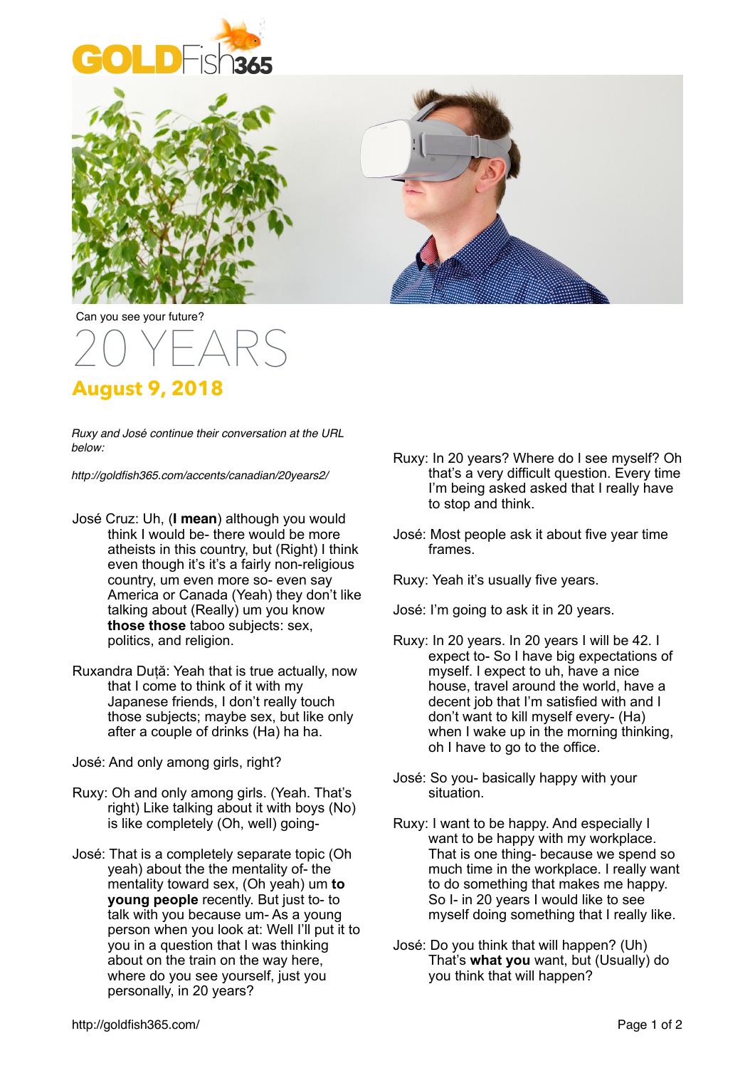GOLDFish365

Can you see your future?

# 20 YEARS

## August 9, 2018

*Ruxy and José continue their conversation at the URL below:*

*http://goldfish365.com/accents/canadian/20years2/*

José Cruz: Uh, (**I mean**) although you would think I would be- there would be more atheists in this country, but (Right) I think even though it's it's a fairly non-religious country, um even more so- even say America or Canada (Yeah) they don't like talking about (Really) um you know **those those** taboo subjects: sex, politics, and religion.

Ruxandra Duță: Yeah that is true actually, now that I come to think of it with my Japanese friends, I don't really touch those subjects; maybe sex, but like only after a couple of drinks (Ha) ha ha.

José: And only among girls, right?

Ruxy: Oh and only among girls. (Yeah. That's right) Like talking about it with boys (No) is like completely (Oh, well) going-

José: That is a completely separate topic (Oh yeah) about the the mentality of- the mentality toward sex, (Oh yeah) um **to young people** recently. But just to- to talk with you because um- As a young person when you look at: Well I'll put it to you in a question that I was thinking about on the train on the way here, where do you see yourself, just you personally, in 20 years?

Ruxy: In 20 years? Where do I see myself? Oh that's a very difficult question. Every time I'm being asked asked that I really have to stop and think.

José: Most people ask it about five year time frames.

Ruxy: Yeah it's usually five years.

José: I'm going to ask it in 20 years.

Ruxy: In 20 years. In 20 years I will be 42. I expect to- So I have big expectations of myself. I expect to uh, have a nice house, travel around the world, have a decent job that I'm satisfied with and I don't want to kill myself every- (Ha) when I wake up in the morning thinking, oh I have to go to the office.

José: So you- basically happy with your situation.

Ruxy: I want to be happy. And especially I want to be happy with my workplace. That is one thing- because we spend so much time in the workplace. I really want to do something that makes me happy. So I- in 20 years I would like to see myself doing something that I really like.

José: Do you think that will happen? (Uh) That's **what you** want, but (Usually) do you think that will happen?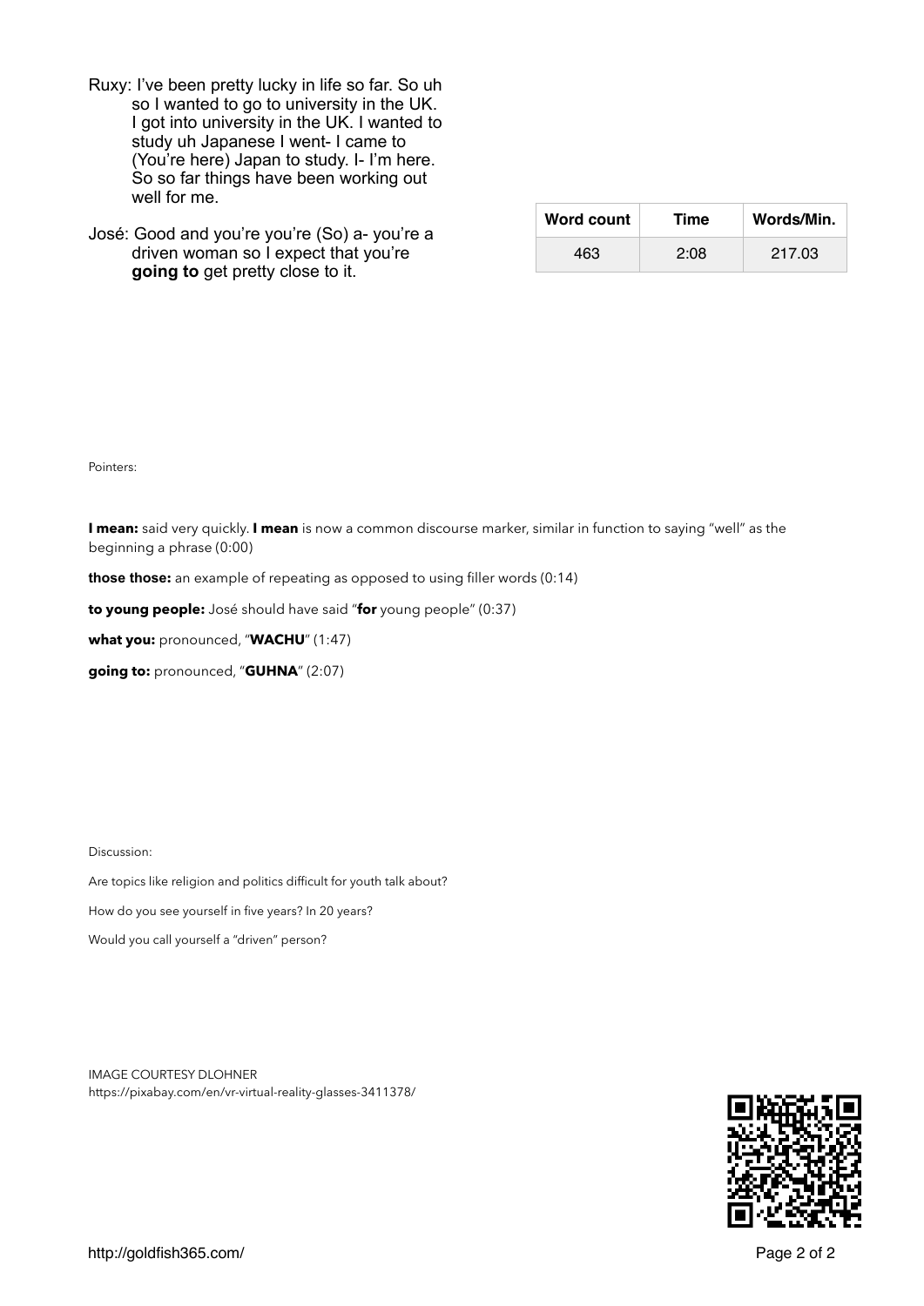Ruxy: I've been pretty lucky in life so far. So uh so I wanted to go to university in the UK. I got into university in the UK. I wanted to study uh Japanese I went- I came to (You're here) Japan to study. I- I'm here. So so far things have been working out well for me.

José: Good and you're you're (So) a- you're a driven woman so I expect that you're **going to** get pretty close to it.

| Word count | Time | Words/Min. |
|---|---|---|
| 463 | 2:08 | 217.03 |

Pointers:

**I mean:** said very quickly. **I mean** is now a common discourse marker, similar in function to saying "well" as the beginning a phrase (0:00)

**those those:** an example of repeating as opposed to using filler words (0:14)

**to young people:** José should have said "**for** young people" (0:37)

**what you:** pronounced, "**WACHU**" (1:47)

**going to:** pronounced, "**GUHNA**" (2:07)

Discussion:

Are topics like religion and politics difficult for youth talk about?

How do you see yourself in five years? In 20 years?

Would you call yourself a "driven" person?

IMAGE COURTESY DLOHNER
https://pixabay.com/en/vr-virtual-reality-glasses-3411378/

http://goldfish365.com/